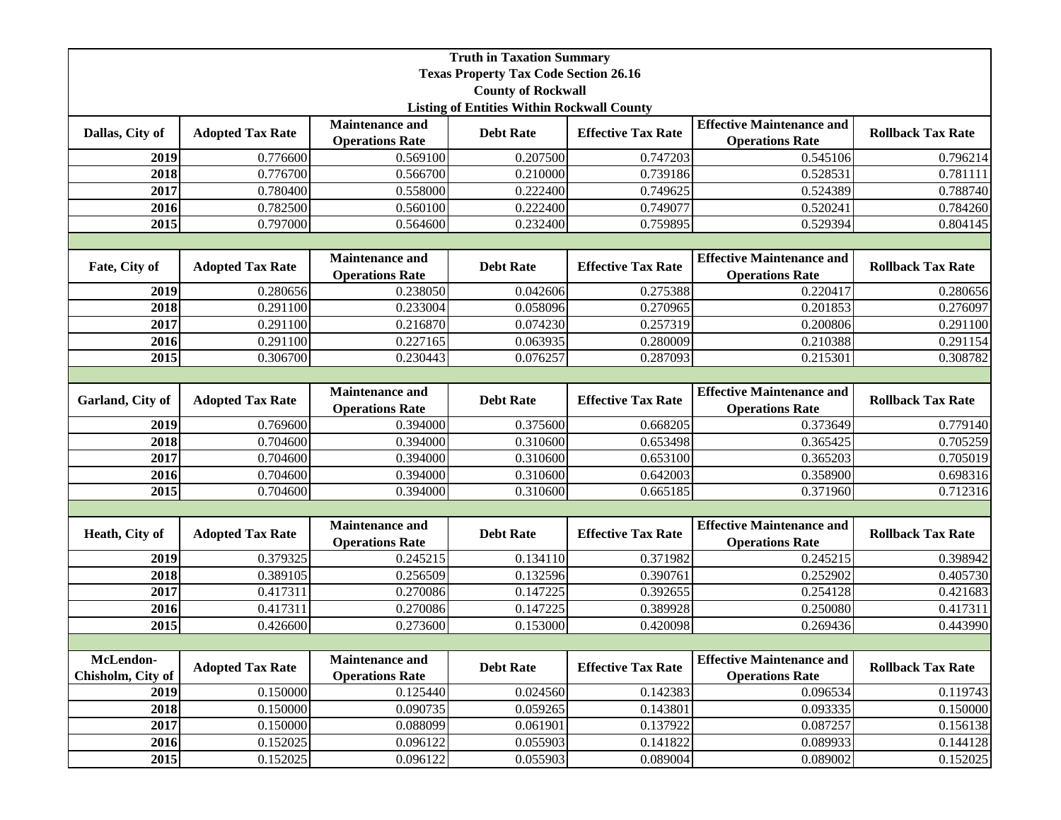**Truth in Taxation Summary**
**Texas Property Tax Code Section 26.16**
**County of Rockwall**
**Listing of Entities Within Rockwall County**

| Dallas, City of | Adopted Tax Rate | Maintenance and Operations Rate | Debt Rate | Effective Tax Rate | Effective Maintenance and Operations Rate | Rollback Tax Rate |
|---|---|---|---|---|---|---|
| 2019 | 0.776600 | 0.569100 | 0.207500 | 0.747203 | 0.545106 | 0.796214 |
| 2018 | 0.776700 | 0.566700 | 0.210000 | 0.739186 | 0.528531 | 0.781111 |
| 2017 | 0.780400 | 0.558000 | 0.222400 | 0.749625 | 0.524389 | 0.788740 |
| 2016 | 0.782500 | 0.560100 | 0.222400 | 0.749077 | 0.520241 | 0.784260 |
| 2015 | 0.797000 | 0.564600 | 0.232400 | 0.759895 | 0.529394 | 0.804145 |

| Fate, City of | Adopted Tax Rate | Maintenance and Operations Rate | Debt Rate | Effective Tax Rate | Effective Maintenance and Operations Rate | Rollback Tax Rate |
|---|---|---|---|---|---|---|
| 2019 | 0.280656 | 0.238050 | 0.042606 | 0.275388 | 0.220417 | 0.280656 |
| 2018 | 0.291100 | 0.233004 | 0.058096 | 0.270965 | 0.201853 | 0.276097 |
| 2017 | 0.291100 | 0.216870 | 0.074230 | 0.257319 | 0.200806 | 0.291100 |
| 2016 | 0.291100 | 0.227165 | 0.063935 | 0.280009 | 0.210388 | 0.291154 |
| 2015 | 0.306700 | 0.230443 | 0.076257 | 0.287093 | 0.215301 | 0.308782 |

| Garland, City of | Adopted Tax Rate | Maintenance and Operations Rate | Debt Rate | Effective Tax Rate | Effective Maintenance and Operations Rate | Rollback Tax Rate |
|---|---|---|---|---|---|---|
| 2019 | 0.769600 | 0.394000 | 0.375600 | 0.668205 | 0.373649 | 0.779140 |
| 2018 | 0.704600 | 0.394000 | 0.310600 | 0.653498 | 0.365425 | 0.705259 |
| 2017 | 0.704600 | 0.394000 | 0.310600 | 0.653100 | 0.365203 | 0.705019 |
| 2016 | 0.704600 | 0.394000 | 0.310600 | 0.642003 | 0.358900 | 0.698316 |
| 2015 | 0.704600 | 0.394000 | 0.310600 | 0.665185 | 0.371960 | 0.712316 |

| Heath, City of | Adopted Tax Rate | Maintenance and Operations Rate | Debt Rate | Effective Tax Rate | Effective Maintenance and Operations Rate | Rollback Tax Rate |
|---|---|---|---|---|---|---|
| 2019 | 0.379325 | 0.245215 | 0.134110 | 0.371982 | 0.245215 | 0.398942 |
| 2018 | 0.389105 | 0.256509 | 0.132596 | 0.390761 | 0.252902 | 0.405730 |
| 2017 | 0.417311 | 0.270086 | 0.147225 | 0.392655 | 0.254128 | 0.421683 |
| 2016 | 0.417311 | 0.270086 | 0.147225 | 0.389928 | 0.250080 | 0.417311 |
| 2015 | 0.426600 | 0.273600 | 0.153000 | 0.420098 | 0.269436 | 0.443990 |

| McLendon-Chisholm, City of | Adopted Tax Rate | Maintenance and Operations Rate | Debt Rate | Effective Tax Rate | Effective Maintenance and Operations Rate | Rollback Tax Rate |
|---|---|---|---|---|---|---|
| 2019 | 0.150000 | 0.125440 | 0.024560 | 0.142383 | 0.096534 | 0.119743 |
| 2018 | 0.150000 | 0.090735 | 0.059265 | 0.143801 | 0.093335 | 0.150000 |
| 2017 | 0.150000 | 0.088099 | 0.061901 | 0.137922 | 0.087257 | 0.156138 |
| 2016 | 0.152025 | 0.096122 | 0.055903 | 0.141822 | 0.089933 | 0.144128 |
| 2015 | 0.152025 | 0.096122 | 0.055903 | 0.089004 | 0.089002 | 0.152025 |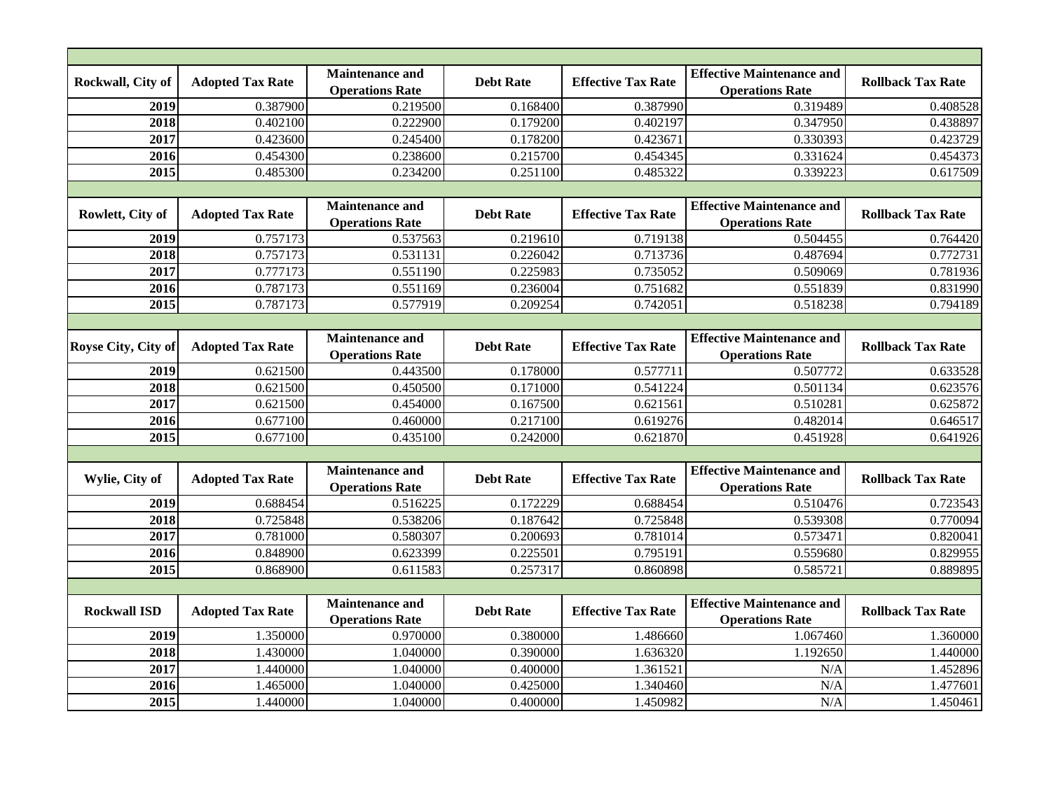| Rockwall, City of | Adopted Tax Rate | Maintenance and Operations Rate | Debt Rate | Effective Tax Rate | Effective Maintenance and Operations Rate | Rollback Tax Rate |
|---|---|---|---|---|---|---|
| **2019** | 0.387900 | 0.219500 | 0.168400 | 0.387990 | 0.319489 | 0.408528 |
| **2018** | 0.402100 | 0.222900 | 0.179200 | 0.402197 | 0.347950 | 0.438897 |
| **2017** | 0.423600 | 0.245400 | 0.178200 | 0.423671 | 0.330393 | 0.423729 |
| **2016** | 0.454300 | 0.238600 | 0.215700 | 0.454345 | 0.331624 | 0.454373 |
| **2015** | 0.485300 | 0.234200 | 0.251100 | 0.485322 | 0.339223 | 0.617509 |

| Rowlett, City of | Adopted Tax Rate | Maintenance and Operations Rate | Debt Rate | Effective Tax Rate | Effective Maintenance and Operations Rate | Rollback Tax Rate |
|---|---|---|---|---|---|---|
| **2019** | 0.757173 | 0.537563 | 0.219610 | 0.719138 | 0.504455 | 0.764420 |
| **2018** | 0.757173 | 0.531131 | 0.226042 | 0.713736 | 0.487694 | 0.772731 |
| **2017** | 0.777173 | 0.551190 | 0.225983 | 0.735052 | 0.509069 | 0.781936 |
| **2016** | 0.787173 | 0.551169 | 0.236004 | 0.751682 | 0.551839 | 0.831990 |
| **2015** | 0.787173 | 0.577919 | 0.209254 | 0.742051 | 0.518238 | 0.794189 |

| Royse City, City of | Adopted Tax Rate | Maintenance and Operations Rate | Debt Rate | Effective Tax Rate | Effective Maintenance and Operations Rate | Rollback Tax Rate |
|---|---|---|---|---|---|---|
| **2019** | 0.621500 | 0.443500 | 0.178000 | 0.577711 | 0.507772 | 0.633528 |
| **2018** | 0.621500 | 0.450500 | 0.171000 | 0.541224 | 0.501134 | 0.623576 |
| **2017** | 0.621500 | 0.454000 | 0.167500 | 0.621561 | 0.510281 | 0.625872 |
| **2016** | 0.677100 | 0.460000 | 0.217100 | 0.619276 | 0.482014 | 0.646517 |
| **2015** | 0.677100 | 0.435100 | 0.242000 | 0.621870 | 0.451928 | 0.641926 |

| Wylie, City of | Adopted Tax Rate | Maintenance and Operations Rate | Debt Rate | Effective Tax Rate | Effective Maintenance and Operations Rate | Rollback Tax Rate |
|---|---|---|---|---|---|---|
| **2019** | 0.688454 | 0.516225 | 0.172229 | 0.688454 | 0.510476 | 0.723543 |
| **2018** | 0.725848 | 0.538206 | 0.187642 | 0.725848 | 0.539308 | 0.770094 |
| **2017** | 0.781000 | 0.580307 | 0.200693 | 0.781014 | 0.573471 | 0.820041 |
| **2016** | 0.848900 | 0.623399 | 0.225501 | 0.795191 | 0.559680 | 0.829955 |
| **2015** | 0.868900 | 0.611583 | 0.257317 | 0.860898 | 0.585721 | 0.889895 |

| Rockwall ISD | Adopted Tax Rate | Maintenance and Operations Rate | Debt Rate | Effective Tax Rate | Effective Maintenance and Operations Rate | Rollback Tax Rate |
|---|---|---|---|---|---|---|
| **2019** | 1.350000 | 0.970000 | 0.380000 | 1.486660 | 1.067460 | 1.360000 |
| **2018** | 1.430000 | 1.040000 | 0.390000 | 1.636320 | 1.192650 | 1.440000 |
| **2017** | 1.440000 | 1.040000 | 0.400000 | 1.361521 | N/A | 1.452896 |
| **2016** | 1.465000 | 1.040000 | 0.425000 | 1.340460 | N/A | 1.477601 |
| **2015** | 1.440000 | 1.040000 | 0.400000 | 1.450982 | N/A | 1.450461 |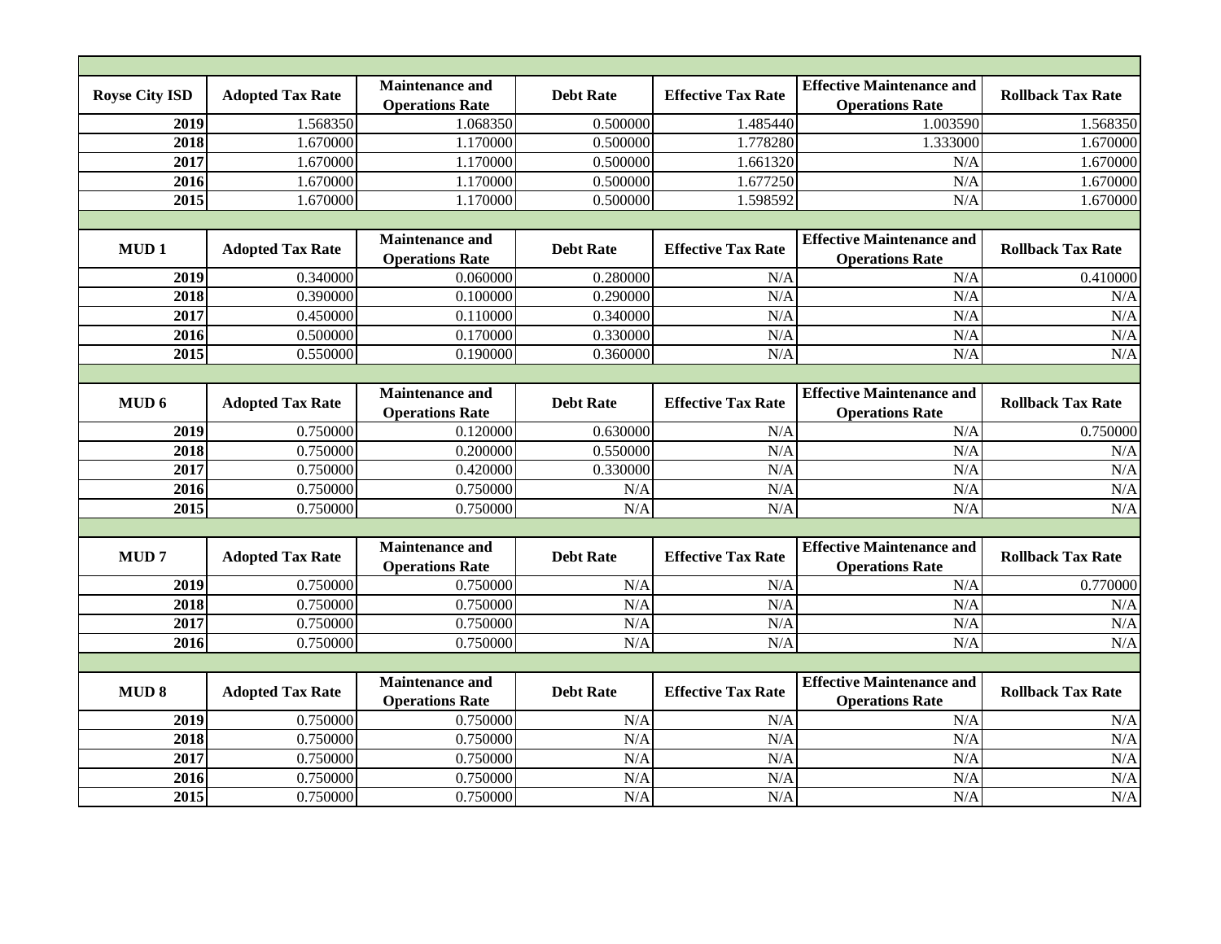| Royse City ISD | Adopted Tax Rate | Maintenance and Operations Rate | Debt Rate | Effective Tax Rate | Effective Maintenance and Operations Rate | Rollback Tax Rate |
|---|---|---|---|---|---|---|
| 2019 | 1.568350 | 1.068350 | 0.500000 | 1.485440 | 1.003590 | 1.568350 |
| 2018 | 1.670000 | 1.170000 | 0.500000 | 1.778280 | 1.333000 | 1.670000 |
| 2017 | 1.670000 | 1.170000 | 0.500000 | 1.661320 | N/A | 1.670000 |
| 2016 | 1.670000 | 1.170000 | 0.500000 | 1.677250 | N/A | 1.670000 |
| 2015 | 1.670000 | 1.170000 | 0.500000 | 1.598592 | N/A | 1.670000 |

| MUD 1 | Adopted Tax Rate | Maintenance and Operations Rate | Debt Rate | Effective Tax Rate | Effective Maintenance and Operations Rate | Rollback Tax Rate |
|---|---|---|---|---|---|---|
| 2019 | 0.340000 | 0.060000 | 0.280000 | N/A | N/A | 0.410000 |
| 2018 | 0.390000 | 0.100000 | 0.290000 | N/A | N/A | N/A |
| 2017 | 0.450000 | 0.110000 | 0.340000 | N/A | N/A | N/A |
| 2016 | 0.500000 | 0.170000 | 0.330000 | N/A | N/A | N/A |
| 2015 | 0.550000 | 0.190000 | 0.360000 | N/A | N/A | N/A |

| MUD 6 | Adopted Tax Rate | Maintenance and Operations Rate | Debt Rate | Effective Tax Rate | Effective Maintenance and Operations Rate | Rollback Tax Rate |
|---|---|---|---|---|---|---|
| 2019 | 0.750000 | 0.120000 | 0.630000 | N/A | N/A | 0.750000 |
| 2018 | 0.750000 | 0.200000 | 0.550000 | N/A | N/A | N/A |
| 2017 | 0.750000 | 0.420000 | 0.330000 | N/A | N/A | N/A |
| 2016 | 0.750000 | 0.750000 | N/A | N/A | N/A | N/A |
| 2015 | 0.750000 | 0.750000 | N/A | N/A | N/A | N/A |

| MUD 7 | Adopted Tax Rate | Maintenance and Operations Rate | Debt Rate | Effective Tax Rate | Effective Maintenance and Operations Rate | Rollback Tax Rate |
|---|---|---|---|---|---|---|
| 2019 | 0.750000 | 0.750000 | N/A | N/A | N/A | 0.770000 |
| 2018 | 0.750000 | 0.750000 | N/A | N/A | N/A | N/A |
| 2017 | 0.750000 | 0.750000 | N/A | N/A | N/A | N/A |
| 2016 | 0.750000 | 0.750000 | N/A | N/A | N/A | N/A |

| MUD 8 | Adopted Tax Rate | Maintenance and Operations Rate | Debt Rate | Effective Tax Rate | Effective Maintenance and Operations Rate | Rollback Tax Rate |
|---|---|---|---|---|---|---|
| 2019 | 0.750000 | 0.750000 | N/A | N/A | N/A | N/A |
| 2018 | 0.750000 | 0.750000 | N/A | N/A | N/A | N/A |
| 2017 | 0.750000 | 0.750000 | N/A | N/A | N/A | N/A |
| 2016 | 0.750000 | 0.750000 | N/A | N/A | N/A | N/A |
| 2015 | 0.750000 | 0.750000 | N/A | N/A | N/A | N/A |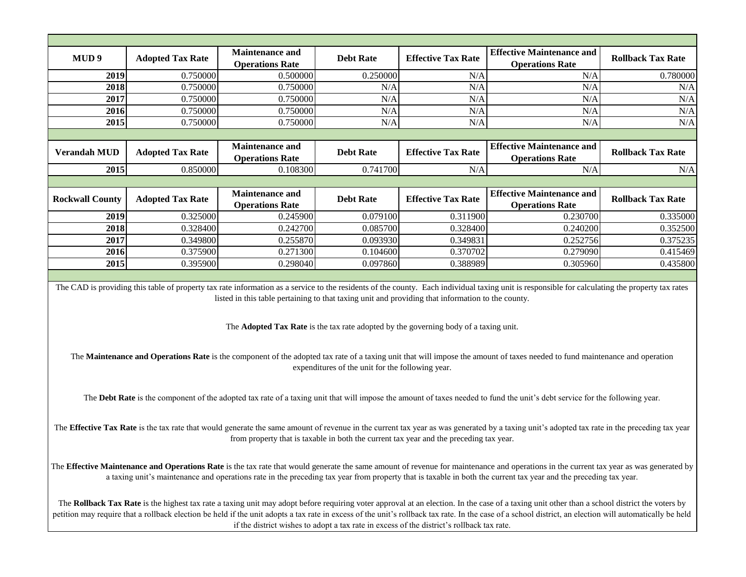| MUD 9 | Adopted Tax Rate | Maintenance and Operations Rate | Debt Rate | Effective Tax Rate | Effective Maintenance and Operations Rate | Rollback Tax Rate |
|---|---|---|---|---|---|---|
| 2019 | 0.750000 | 0.500000 | 0.250000 | N/A | N/A | 0.780000 |
| 2018 | 0.750000 | 0.750000 | N/A | N/A | N/A | N/A |
| 2017 | 0.750000 | 0.750000 | N/A | N/A | N/A | N/A |
| 2016 | 0.750000 | 0.750000 | N/A | N/A | N/A | N/A |
| 2015 | 0.750000 | 0.750000 | N/A | N/A | N/A | N/A |

| Verandah MUD | Adopted Tax Rate | Maintenance and Operations Rate | Debt Rate | Effective Tax Rate | Effective Maintenance and Operations Rate | Rollback Tax Rate |
|---|---|---|---|---|---|---|
| 2015 | 0.850000 | 0.108300 | 0.741700 | N/A | N/A | N/A |

| Rockwall County | Adopted Tax Rate | Maintenance and Operations Rate | Debt Rate | Effective Tax Rate | Effective Maintenance and Operations Rate | Rollback Tax Rate |
|---|---|---|---|---|---|---|
| 2019 | 0.325000 | 0.245900 | 0.079100 | 0.311900 | 0.230700 | 0.335000 |
| 2018 | 0.328400 | 0.242700 | 0.085700 | 0.328400 | 0.240200 | 0.352500 |
| 2017 | 0.349800 | 0.255870 | 0.093930 | 0.349831 | 0.252756 | 0.375235 |
| 2016 | 0.375900 | 0.271300 | 0.104600 | 0.370702 | 0.279090 | 0.415469 |
| 2015 | 0.395900 | 0.298040 | 0.097860 | 0.388989 | 0.305960 | 0.435800 |

The CAD is providing this table of property tax rate information as a service to the residents of the county. Each individual taxing unit is responsible for calculating the property tax rates listed in this table pertaining to that taxing unit and providing that information to the county.

The **Adopted Tax Rate** is the tax rate adopted by the governing body of a taxing unit.

The **Maintenance and Operations Rate** is the component of the adopted tax rate of a taxing unit that will impose the amount of taxes needed to fund maintenance and operation expenditures of the unit for the following year.

The **Debt Rate** is the component of the adopted tax rate of a taxing unit that will impose the amount of taxes needed to fund the unit's debt service for the following year.

The **Effective Tax Rate** is the tax rate that would generate the same amount of revenue in the current tax year as was generated by a taxing unit's adopted tax rate in the preceding tax year from property that is taxable in both the current tax year and the preceding tax year.

The **Effective Maintenance and Operations Rate** is the tax rate that would generate the same amount of revenue for maintenance and operations in the current tax year as was generated by a taxing unit's maintenance and operations rate in the preceding tax year from property that is taxable in both the current tax year and the preceding tax year.

The **Rollback Tax Rate** is the highest tax rate a taxing unit may adopt before requiring voter approval at an election. In the case of a taxing unit other than a school district the voters by petition may require that a rollback election be held if the unit adopts a tax rate in excess of the unit's rollback tax rate. In the case of a school district, an election will automatically be held if the district wishes to adopt a tax rate in excess of the district's rollback tax rate.